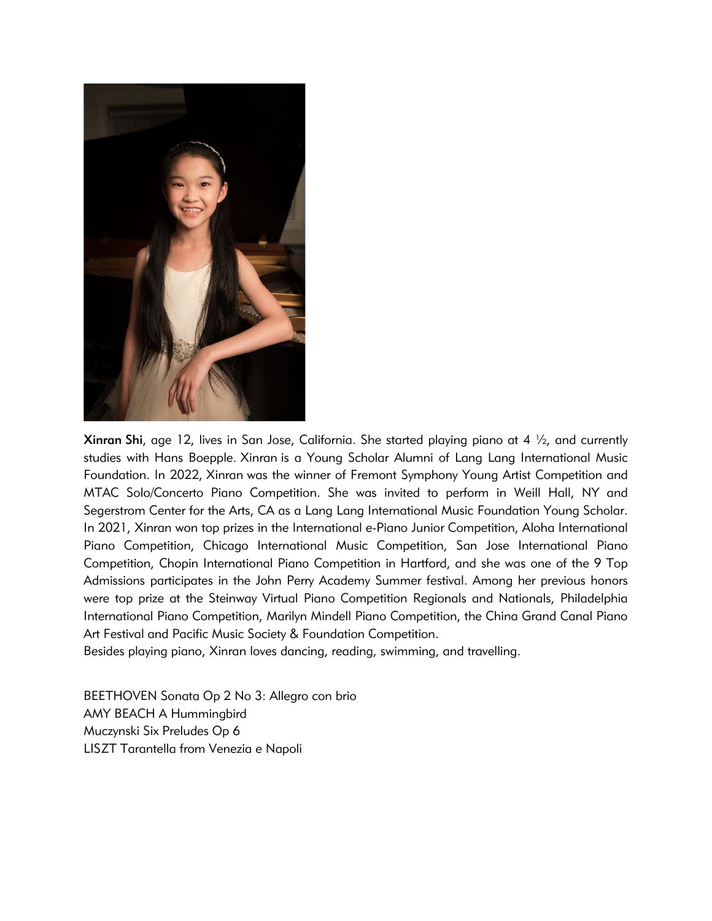**Xinran Shi**, age 12, lives in San Jose, California. She started playing piano at 4 ½, and currently studies with Hans Boepple. Xinran is a Young Scholar Alumni of Lang Lang International Music Foundation. In 2022, Xinran was the winner of Fremont Symphony Young Artist Competition and MTAC Solo/Concerto Piano Competition. She was invited to perform in Weill Hall, NY and Segerstrom Center for the Arts, CA as a Lang Lang International Music Foundation Young Scholar. In 2021, Xinran won top prizes in the International e-Piano Junior Competition, Aloha International Piano Competition, Chicago International Music Competition, San Jose International Piano Competition, Chopin International Piano Competition in Hartford, and she was one of the 9 Top Admissions participates in the John Perry Academy Summer festival. Among her previous honors were top prize at the Steinway Virtual Piano Competition Regionals and Nationals, Philadelphia International Piano Competition, Marilyn Mindell Piano Competition, the China Grand Canal Piano Art Festival and Pacific Music Society & Foundation Competition.
Besides playing piano, Xinran loves dancing, reading, swimming, and travelling.

BEETHOVEN Sonata Op 2 No 3: Allegro con brio
AMY BEACH A Hummingbird
Muczynski Six Preludes Op 6
LISZT Tarantella from Venezia e Napoli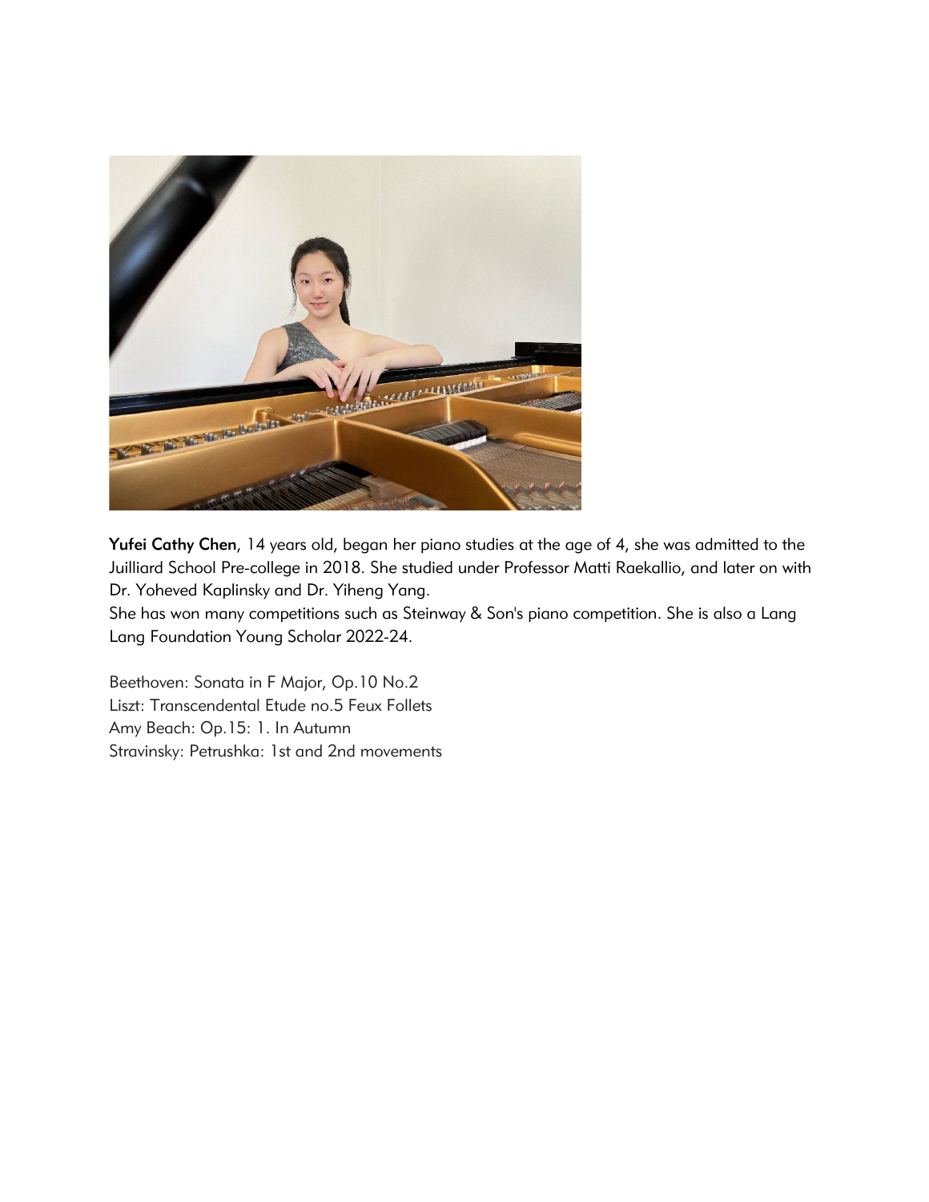**Yufei Cathy Chen**, 14 years old, began her piano studies at the age of 4, she was admitted to the Juilliard School Pre-college in 2018. She studied under Professor Matti Raekallio, and later on with Dr. Yoheved Kaplinsky and Dr. Yiheng Yang.
She has won many competitions such as Steinway & Son's piano competition. She is also a Lang Lang Foundation Young Scholar 2022-24.

Beethoven: Sonata in F Major, Op.10 No.2
Liszt: Transcendental Etude no.5 Feux Follets
Amy Beach: Op.15: 1. In Autumn
Stravinsky: Petrushka: 1st and 2nd movements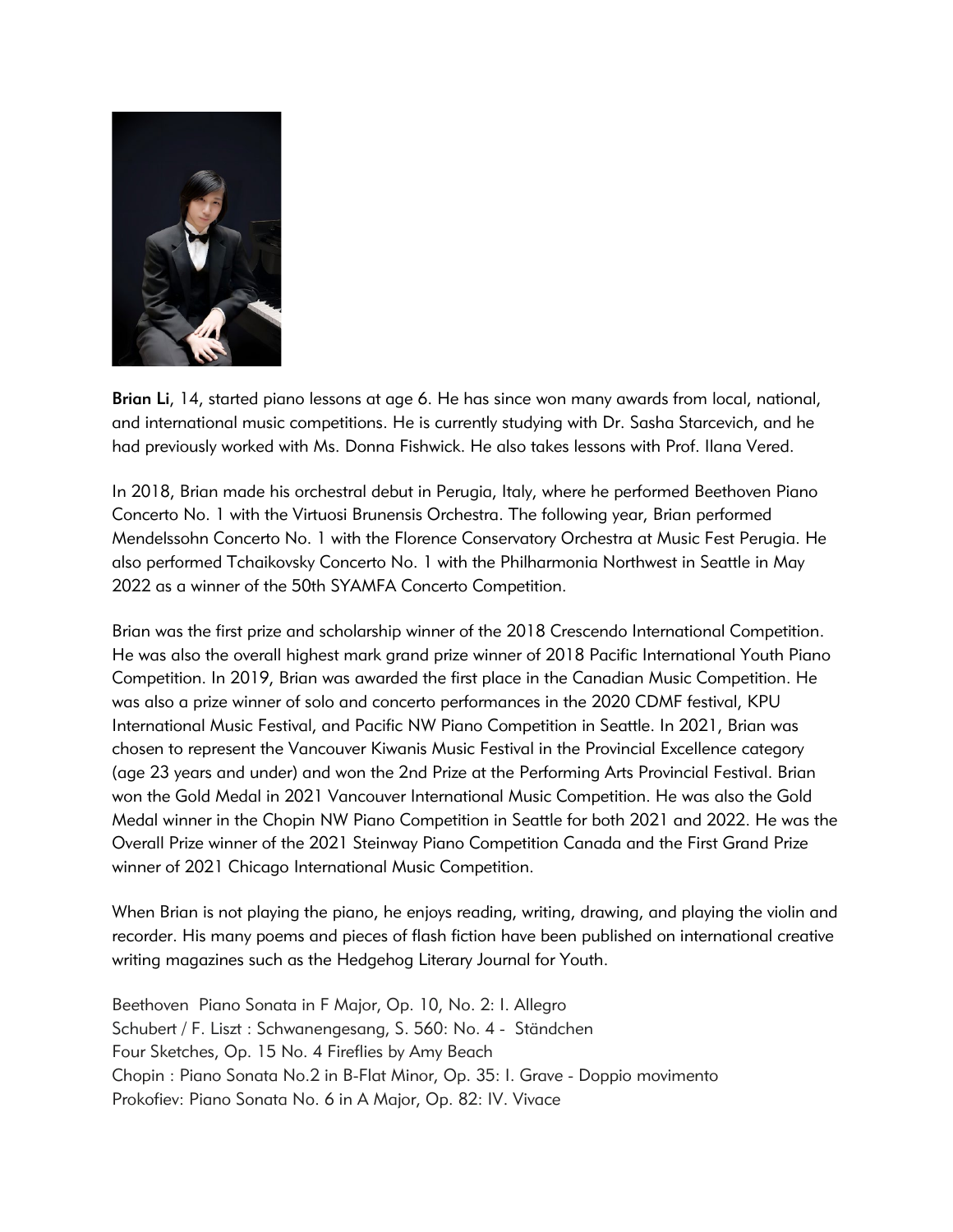**Brian Li**, 14, started piano lessons at age 6. He has since won many awards from local, national, and international music competitions. He is currently studying with Dr. Sasha Starcevich, and he had previously worked with Ms. Donna Fishwick. He also takes lessons with Prof. Ilana Vered.

In 2018, Brian made his orchestral debut in Perugia, Italy, where he performed Beethoven Piano Concerto No. 1 with the Virtuosi Brunensis Orchestra. The following year, Brian performed Mendelssohn Concerto No. 1 with the Florence Conservatory Orchestra at Music Fest Perugia. He also performed Tchaikovsky Concerto No. 1 with the Philharmonia Northwest in Seattle in May 2022 as a winner of the 50th SYAMFA Concerto Competition.

Brian was the first prize and scholarship winner of the 2018 Crescendo International Competition. He was also the overall highest mark grand prize winner of 2018 Pacific International Youth Piano Competition. In 2019, Brian was awarded the first place in the Canadian Music Competition. He was also a prize winner of solo and concerto performances in the 2020 CDMF festival, KPU International Music Festival, and Pacific NW Piano Competition in Seattle. In 2021, Brian was chosen to represent the Vancouver Kiwanis Music Festival in the Provincial Excellence category (age 23 years and under) and won the 2nd Prize at the Performing Arts Provincial Festival. Brian won the Gold Medal in 2021 Vancouver International Music Competition. He was also the Gold Medal winner in the Chopin NW Piano Competition in Seattle for both 2021 and 2022. He was the Overall Prize winner of the 2021 Steinway Piano Competition Canada and the First Grand Prize winner of 2021 Chicago International Music Competition.

When Brian is not playing the piano, he enjoys reading, writing, drawing, and playing the violin and recorder. His many poems and pieces of flash fiction have been published on international creative writing magazines such as the Hedgehog Literary Journal for Youth.

Beethoven Piano Sonata in F Major, Op. 10, No. 2: I. Allegro
Schubert / F. Liszt : Schwanengesang, S. 560: No. 4 - Ständchen
Four Sketches, Op. 15 No. 4 Fireflies by Amy Beach
Chopin : Piano Sonata No.2 in B-Flat Minor, Op. 35: I. Grave - Doppio movimento
Prokofiev: Piano Sonata No. 6 in A Major, Op. 82: IV. Vivace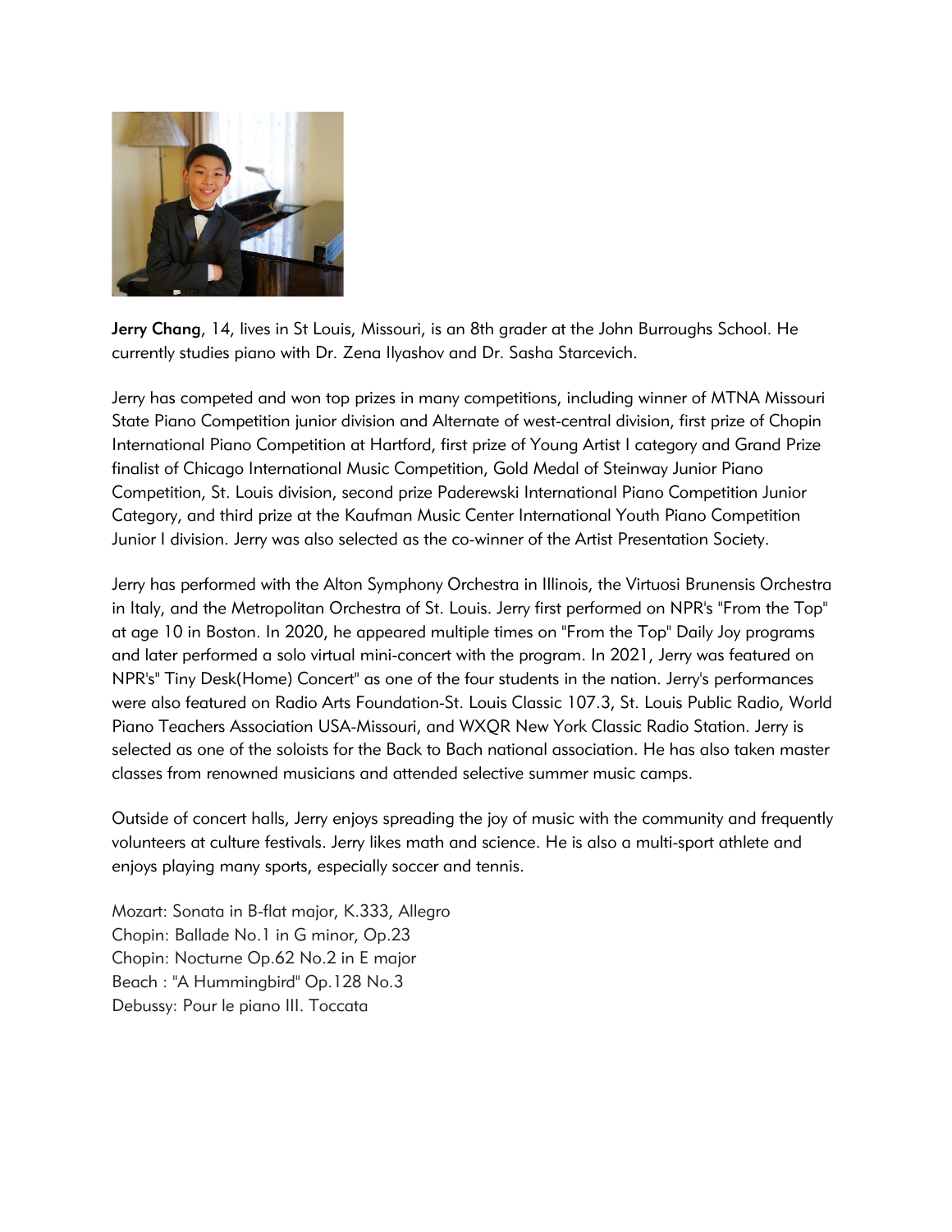**Jerry Chang**, 14, lives in St Louis, Missouri, is an 8th grader at the John Burroughs School. He currently studies piano with Dr. Zena Ilyashov and Dr. Sasha Starcevich.

Jerry has competed and won top prizes in many competitions, including winner of MTNA Missouri State Piano Competition junior division and Alternate of west-central division, first prize of Chopin International Piano Competition at Hartford, first prize of Young Artist I category and Grand Prize finalist of Chicago International Music Competition, Gold Medal of Steinway Junior Piano Competition, St. Louis division, second prize Paderewski International Piano Competition Junior Category, and third prize at the Kaufman Music Center International Youth Piano Competition Junior I division. Jerry was also selected as the co-winner of the Artist Presentation Society.

Jerry has performed with the Alton Symphony Orchestra in Illinois, the Virtuosi Brunensis Orchestra in Italy, and the Metropolitan Orchestra of St. Louis. Jerry first performed on NPR's "From the Top" at age 10 in Boston. In 2020, he appeared multiple times on "From the Top" Daily Joy programs and later performed a solo virtual mini-concert with the program. In 2021, Jerry was featured on NPR's" Tiny Desk(Home) Concert" as one of the four students in the nation. Jerry's performances were also featured on Radio Arts Foundation-St. Louis Classic 107.3, St. Louis Public Radio, World Piano Teachers Association USA-Missouri, and WXQR New York Classic Radio Station. Jerry is selected as one of the soloists for the Back to Bach national association. He has also taken master classes from renowned musicians and attended selective summer music camps.

Outside of concert halls, Jerry enjoys spreading the joy of music with the community and frequently volunteers at culture festivals. Jerry likes math and science. He is also a multi-sport athlete and enjoys playing many sports, especially soccer and tennis.

Mozart: Sonata in B-flat major, K.333, Allegro
Chopin: Ballade No.1 in G minor, Op.23
Chopin: Nocturne Op.62 No.2 in E major
Beach : "A Hummingbird" Op.128 No.3
Debussy: Pour le piano III. Toccata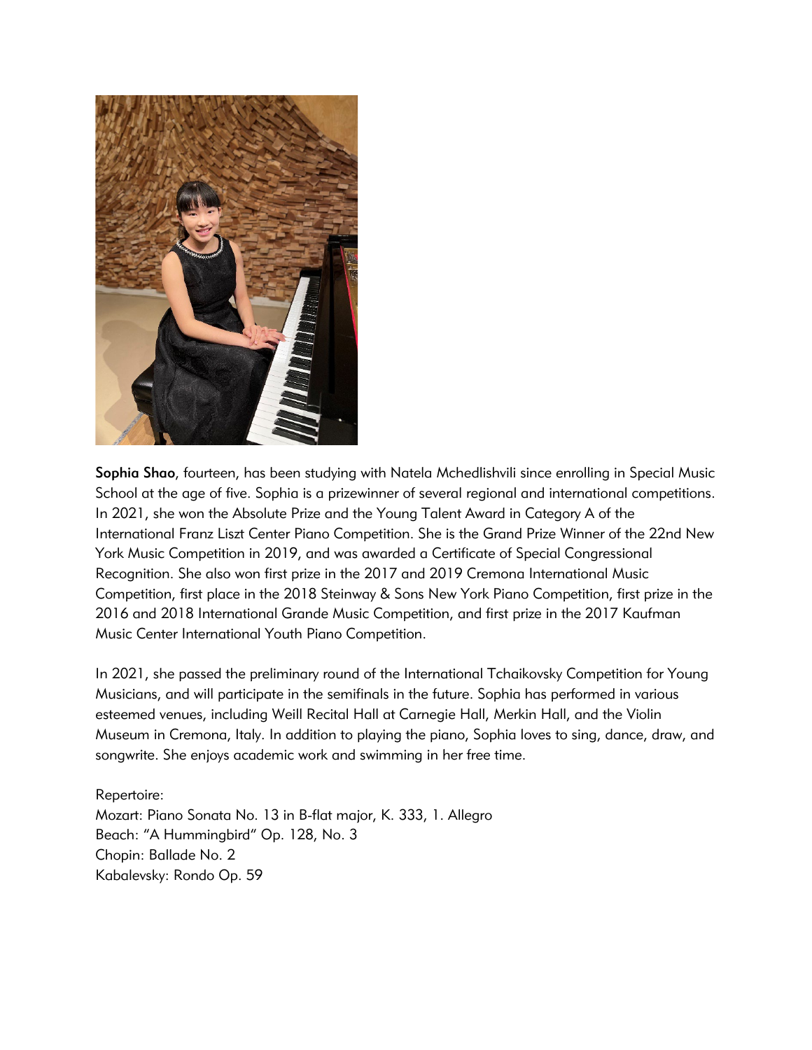**Sophia Shao**, fourteen, has been studying with Natela Mchedlishvili since enrolling in Special Music School at the age of five. Sophia is a prizewinner of several regional and international competitions. In 2021, she won the Absolute Prize and the Young Talent Award in Category A of the International Franz Liszt Center Piano Competition. She is the Grand Prize Winner of the 22nd New York Music Competition in 2019, and was awarded a Certificate of Special Congressional Recognition. She also won first prize in the 2017 and 2019 Cremona International Music Competition, first place in the 2018 Steinway & Sons New York Piano Competition, first prize in the 2016 and 2018 International Grande Music Competition, and first prize in the 2017 Kaufman Music Center International Youth Piano Competition.

In 2021, she passed the preliminary round of the International Tchaikovsky Competition for Young Musicians, and will participate in the semifinals in the future. Sophia has performed in various esteemed venues, including Weill Recital Hall at Carnegie Hall, Merkin Hall, and the Violin Museum in Cremona, Italy. In addition to playing the piano, Sophia loves to sing, dance, draw, and songwrite. She enjoys academic work and swimming in her free time.

Repertoire:
Mozart: Piano Sonata No. 13 in B-flat major, K. 333, 1. Allegro
Beach: "A Hummingbird" Op. 128, No. 3
Chopin: Ballade No. 2
Kabalevsky: Rondo Op. 59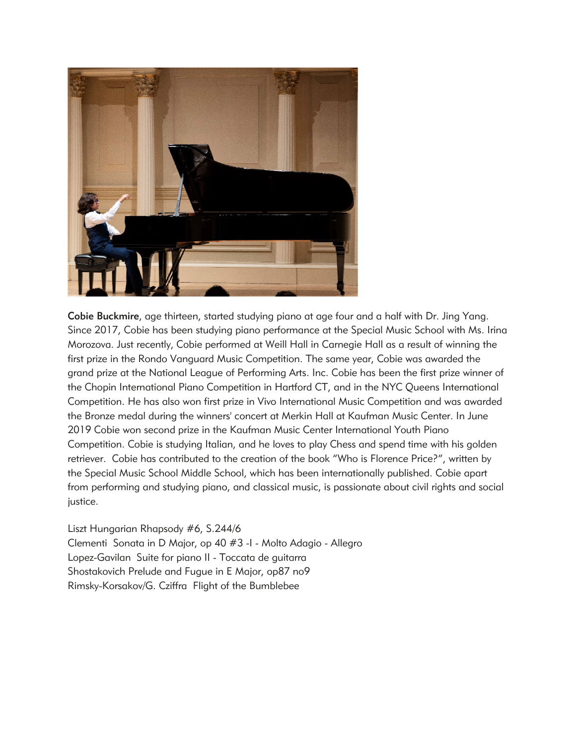**Cobie Buckmire**, age thirteen, started studying piano at age four and a half with Dr. Jing Yang. Since 2017, Cobie has been studying piano performance at the Special Music School with Ms. Irina Morozova. Just recently, Cobie performed at Weill Hall in Carnegie Hall as a result of winning the first prize in the Rondo Vanguard Music Competition. The same year, Cobie was awarded the grand prize at the National League of Performing Arts. Inc. Cobie has been the first prize winner of the Chopin International Piano Competition in Hartford CT, and in the NYC Queens International Competition. He has also won first prize in Vivo International Music Competition and was awarded the Bronze medal during the winners' concert at Merkin Hall at Kaufman Music Center. In June 2019 Cobie won second prize in the Kaufman Music Center International Youth Piano Competition. Cobie is studying Italian, and he loves to play Chess and spend time with his golden retriever. Cobie has contributed to the creation of the book "Who is Florence Price?", written by the Special Music School Middle School, which has been internationally published. Cobie apart from performing and studying piano, and classical music, is passionate about civil rights and social justice.

Liszt Hungarian Rhapsody #6, S.244/6
Clementi Sonata in D Major, op 40 #3 -I - Molto Adagio - Allegro
Lopez-Gavilan Suite for piano II - Toccata de guitarra
Shostakovich Prelude and Fugue in E Major, op87 no9
Rimsky-Korsakov/G. Cziffra Flight of the Bumblebee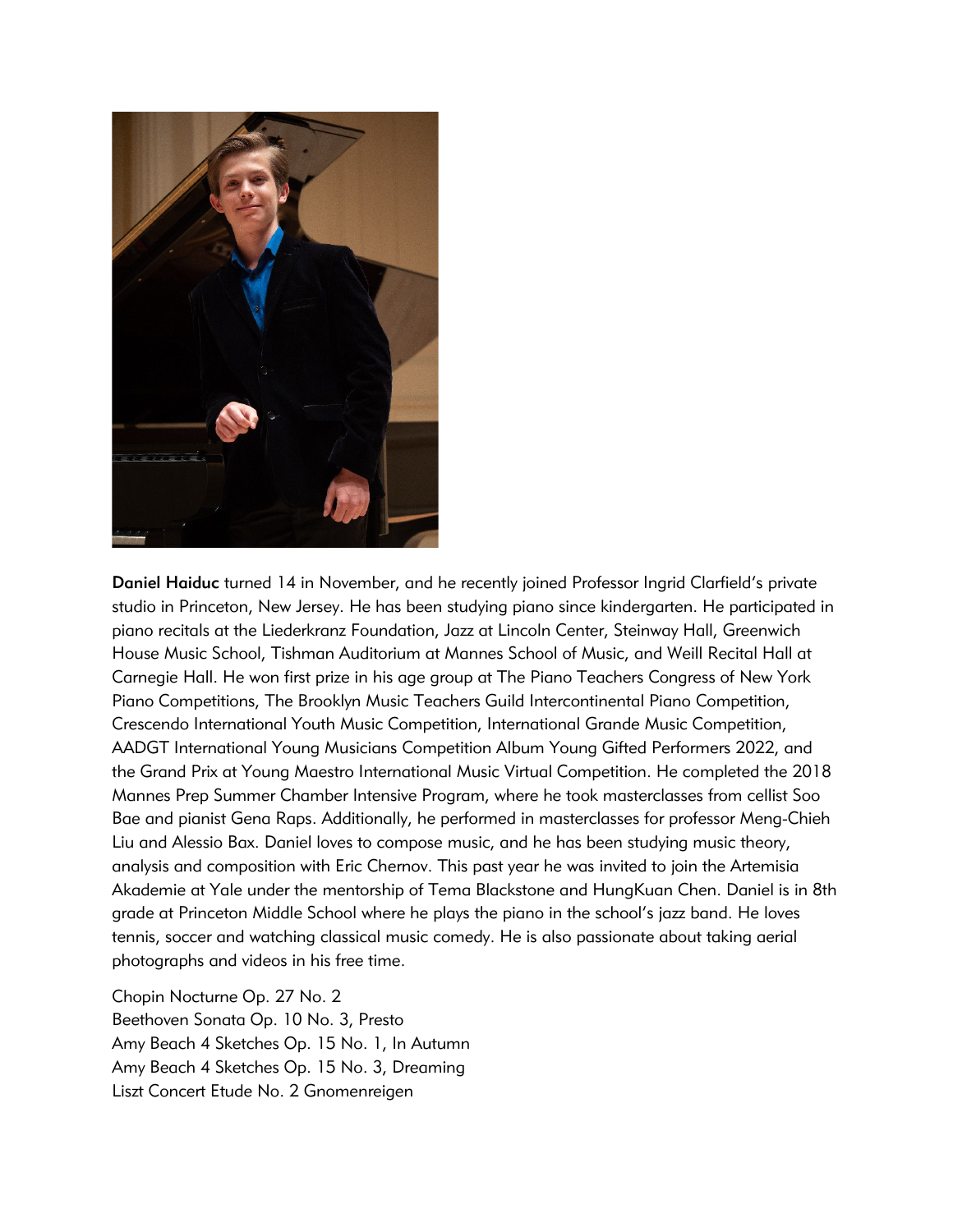**Daniel Haiduc** turned 14 in November, and he recently joined Professor Ingrid Clarfield's private studio in Princeton, New Jersey. He has been studying piano since kindergarten. He participated in piano recitals at the Liederkranz Foundation, Jazz at Lincoln Center, Steinway Hall, Greenwich House Music School, Tishman Auditorium at Mannes School of Music, and Weill Recital Hall at Carnegie Hall. He won first prize in his age group at The Piano Teachers Congress of New York Piano Competitions, The Brooklyn Music Teachers Guild Intercontinental Piano Competition, Crescendo International Youth Music Competition, International Grande Music Competition, AADGT International Young Musicians Competition Album Young Gifted Performers 2022, and the Grand Prix at Young Maestro International Music Virtual Competition. He completed the 2018 Mannes Prep Summer Chamber Intensive Program, where he took masterclasses from cellist Soo Bae and pianist Gena Raps. Additionally, he performed in masterclasses for professor Meng-Chieh Liu and Alessio Bax. Daniel loves to compose music, and he has been studying music theory, analysis and composition with Eric Chernov. This past year he was invited to join the Artemisia Akademie at Yale under the mentorship of Tema Blackstone and HungKuan Chen. Daniel is in 8th grade at Princeton Middle School where he plays the piano in the school's jazz band. He loves tennis, soccer and watching classical music comedy. He is also passionate about taking aerial photographs and videos in his free time.

Chopin Nocturne Op. 27 No. 2
Beethoven Sonata Op. 10 No. 3, Presto
Amy Beach 4 Sketches Op. 15 No. 1, In Autumn
Amy Beach 4 Sketches Op. 15 No. 3, Dreaming
Liszt Concert Etude No. 2 Gnomenreigen